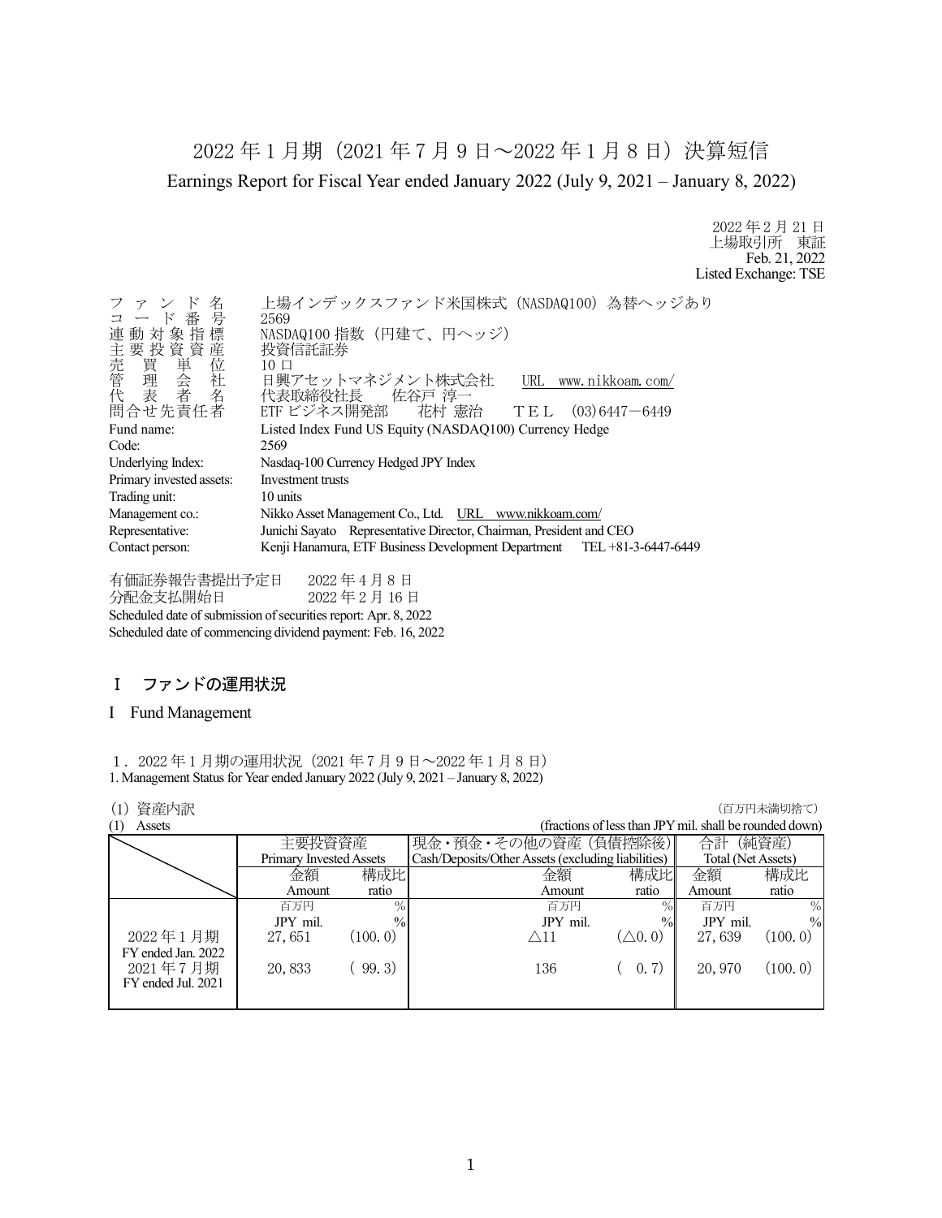# 2022 年 1 月期（2021 年 7 月 9 日～2022 年 1 月 8 日）決算短信

Earnings Report for Fiscal Year ended January 2022 (July 9, 2021 – January 8, 2022)

2022 年 2 月 21 日
上場取引所　東証
Feb. 21, 2022
Listed Exchange: TSE

ファンド名　上場インデックスファンド米国株式（NASDAQ100）為替ヘッジあり
コード番号　2569
連動対象指標　NASDAQ100 指数（円建て、円ヘッジ）
主要投資資産　投資信託証券
売買単位　10 口
管理会社　日興アセットマネジメント株式会社　URL　www.nikkoam.com/
代表者名　代表取締役社長　佐谷戸 淳一
問合せ先責任者　ETF ビジネス開発部　花村 憲治　ＴＥＬ　(03)6447－6449

Fund name: Listed Index Fund US Equity (NASDAQ100) Currency Hedge
Code: 2569
Underlying Index: Nasdaq-100 Currency Hedged JPY Index
Primary invested assets: Investment trusts
Trading unit: 10 units
Management co.: Nikko Asset Management Co., Ltd.　URL　www.nikkoam.com/
Representative: Junichi Sayato　Representative Director, Chairman, President and CEO
Contact person: Kenji Hanamura, ETF Business Development Department　TEL +81-3-6447-6449

有価証券報告書提出予定日　2022 年 4 月 8 日
分配金支払開始日　2022 年 2 月 16 日
Scheduled date of submission of securities report: Apr. 8, 2022
Scheduled date of commencing dividend payment: Feb. 16, 2022

## Ⅰ　ファンドの運用状況

## I　Fund Management

１．2022 年 1 月期の運用状況（2021 年 7 月 9 日～2022 年 1 月 8 日）
1. Management Status for Year ended January 2022 (July 9, 2021 – January 8, 2022)

(1) 資産内訳　（百万円未満切捨て）
(1) Assets　(fractions of less than JPY mil. shall be rounded down)

| | 主要投資資産 Primary Invested Assets | | 現金・預金・その他の資産（負債控除後） Cash/Deposits/Other Assets (excluding liabilities) | | 合計（純資産） Total (Net Assets) | |
|---|---|---|---|---|---|---|
| | 金額 Amount | 構成比 ratio | 金額 Amount | 構成比 ratio | 金額 Amount | 構成比 ratio |
| | 百万円 JPY mil. | % | 百万円 JPY mil. | % | 百万円 JPY mil. | % |
| 2022 年 1 月期 FY ended Jan. 2022 | 27,651 | (100.0) | △11 | (△0.0) | 27,639 | (100.0) |
| 2021 年 7 月期 FY ended Jul. 2021 | 20,833 | ( 99.3) | 136 | ( 0.7) | 20,970 | (100.0) |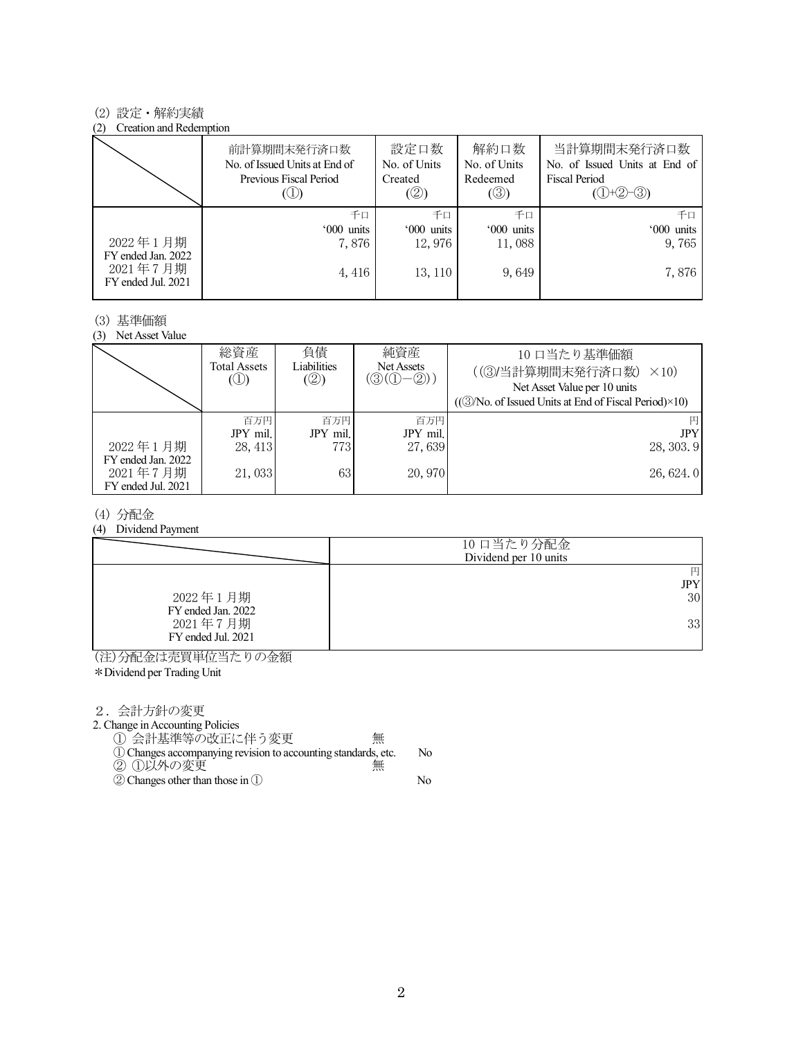(2) 設定・解約実績

(2) Creation and Redemption

| | 前計算期間末発行済口数<br>No. of Issued Units at End of Previous Fiscal Period<br>(①) | 設定口数<br>No. of Units Created<br>(②) | 解約口数<br>No. of Units Redeemed<br>(③) | 当計算期間末発行済口数<br>No. of Issued Units at End of Fiscal Period<br>(①+②−③) |
|---|---|---|---|---|
| | 千口<br>'000 units | 千口<br>'000 units | 千口<br>'000 units | 千口<br>'000 units |
| 2022 年 1 月期<br>FY ended Jan. 2022 | 7, 876 | 12, 976 | 11, 088 | 9, 765 |
| 2021 年 7 月期<br>FY ended Jul. 2021 | 4, 416 | 13, 110 | 9, 649 | 7, 876 |

(3) 基準価額

(3) Net Asset Value

| | 総資産<br>Total Assets<br>(①) | 負債<br>Liabilities<br>(②) | 純資産<br>Net Assets<br>(③(①−②)) | 10 口当たり基準価額<br>((③/当計算期間末発行済口数) ×10)<br>Net Asset Value per 10 units<br>((③/No. of Issued Units at End of Fiscal Period)×10) |
|---|---|---|---|---|
| | 百万円<br>JPY mil, | 百万円<br>JPY mil, | 百万円<br>JPY mil, | 円<br>JPY |
| 2022 年 1 月期<br>FY ended Jan. 2022 | 28, 413 | 773 | 27, 639 | 28, 303. 9 |
| 2021 年 7 月期<br>FY ended Jul. 2021 | 21, 033 | 63 | 20, 970 | 26, 624. 0 |

(4) 分配金

(4) Dividend Payment

| | 10 口当たり分配金<br>Dividend per 10 units |
|---|---|
| | 円<br>JPY |
| 2022 年 1 月期<br>FY ended Jan. 2022 | 30 |
| 2021 年 7 月期<br>FY ended Jul. 2021 | 33 |

(注)分配金は売買単位当たりの金額

*Dividend per Trading Unit

2．会計方針の変更

2. Change in Accounting Policies

① 会計基準等の改正に伴う変更　無

① Changes accompanying revision to accounting standards, etc.　No

② ①以外の変更　無

② Changes other than those in ①　No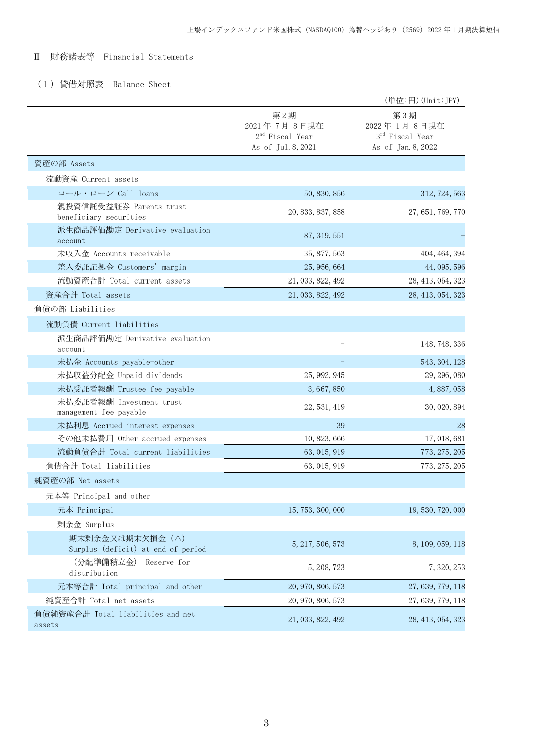## Ⅱ　財務諸表等　Financial Statements

### （１）貸借対照表　Balance Sheet

（単位:円）(Unit:JPY)

| | 第２期<br>2021年７月８日現在<br>2nd Fiscal Year<br>As of Jul.8,2021 | 第３期<br>2022年１月８日現在<br>3rd Fiscal Year<br>As of Jan.8,2022 |
|---|---|---|
| 資産の部 Assets | | |
| 流動資産 Current assets | | |
| コール・ローン Call loans | 50,830,856 | 312,724,563 |
| 親投資信託受益証券 Parents trust beneficiary securities | 20,833,837,858 | 27,651,769,770 |
| 派生商品評価勘定 Derivative evaluation account | 87,319,551 | － |
| 未収入金 Accounts receivable | 35,877,563 | 404,464,394 |
| 差入委託証拠金 Customers' margin | 25,956,664 | 44,095,596 |
| 流動資産合計 Total current assets | 21,033,822,492 | 28,413,054,323 |
| 資産合計 Total assets | 21,033,822,492 | 28,413,054,323 |
| 負債の部 Liabilities | | |
| 流動負債 Current liabilities | | |
| 派生商品評価勘定 Derivative evaluation account | － | 148,748,336 |
| 未払金 Accounts payable-other | － | 543,304,128 |
| 未払収益分配金 Unpaid dividends | 25,992,945 | 29,296,080 |
| 未払受託者報酬 Trustee fee payable | 3,667,850 | 4,887,058 |
| 未払委託者報酬 Investment trust management fee payable | 22,531,419 | 30,020,894 |
| 未払利息 Accrued interest expenses | 39 | 28 |
| その他未払費用 Other accrued expenses | 10,823,666 | 17,018,681 |
| 流動負債合計 Total current liabilities | 63,015,919 | 773,275,205 |
| 負債合計 Total liabilities | 63,015,919 | 773,275,205 |
| 純資産の部 Net assets | | |
| 元本等 Principal and other | | |
| 元本 Principal | 15,753,300,000 | 19,530,720,000 |
| 剰余金 Surplus | | |
| 期末剰余金又は期末欠損金（△） Surplus (deficit) at end of period | 5,217,506,573 | 8,109,059,118 |
| （分配準備積立金） Reserve for distribution | 5,208,723 | 7,320,253 |
| 元本等合計 Total principal and other | 20,970,806,573 | 27,639,779,118 |
| 純資産合計 Total net assets | 20,970,806,573 | 27,639,779,118 |
| 負債純資産合計 Total liabilities and net assets | 21,033,822,492 | 28,413,054,323 |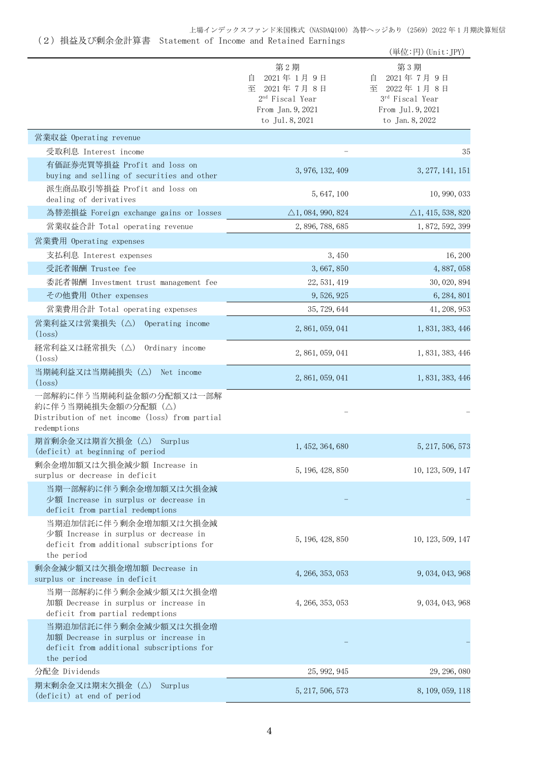## （２）損益及び剰余金計算書　Statement of Income and Retained Earnings

（単位:円）(Unit:JPY)

| | 第２期<br>自　2021年１月９日<br>至　2021年７月８日<br>2nd Fiscal Year<br>From Jan.9,2021<br>to Jul.8,2021 | 第３期<br>自　2021年７月９日<br>至　2022年１月８日<br>3rd Fiscal Year<br>From Jul.9,2021<br>to Jan.8,2022 |
|---|---|---|
| 営業収益 Operating revenue | | |
| 受取利息 Interest income | － | 35 |
| 有価証券売買等損益 Profit and loss on buying and selling of securities and other | 3,976,132,409 | 3,277,141,151 |
| 派生商品取引等損益 Profit and loss on dealing of derivatives | 5,647,100 | 10,990,033 |
| 為替差損益 Foreign exchange gains or losses | △1,084,990,824 | △1,415,538,820 |
| 営業収益合計 Total operating revenue | 2,896,788,685 | 1,872,592,399 |
| 営業費用 Operating expenses | | |
| 支払利息 Interest expenses | 3,450 | 16,200 |
| 受託者報酬 Trustee fee | 3,667,850 | 4,887,058 |
| 委託者報酬 Investment trust management fee | 22,531,419 | 30,020,894 |
| その他費用 Other expenses | 9,526,925 | 6,284,801 |
| 営業費用合計 Total operating expenses | 35,729,644 | 41,208,953 |
| 営業利益又は営業損失（△） Operating income (loss) | 2,861,059,041 | 1,831,383,446 |
| 経常利益又は経常損失（△） Ordinary income (loss) | 2,861,059,041 | 1,831,383,446 |
| 当期純利益又は当期純損失（△） Net income (loss) | 2,861,059,041 | 1,831,383,446 |
| 一部解約に伴う当期純利益金額の分配額又は一部解約に伴う当期純損失金額の分配額（△） Distribution of net income (loss) from partial redemptions | － | － |
| 期首剰余金又は期首欠損金（△） Surplus (deficit) at beginning of period | 1,452,364,680 | 5,217,506,573 |
| 剰余金増加額又は欠損金減少額 Increase in surplus or decrease in deficit | 5,196,428,850 | 10,123,509,147 |
| 当期一部解約に伴う剰余金増加額又は欠損金減少額 Increase in surplus or decrease in deficit from partial redemptions | － | － |
| 当期追加信託に伴う剰余金増加額又は欠損金減少額 Increase in surplus or decrease in deficit from additional subscriptions for the period | 5,196,428,850 | 10,123,509,147 |
| 剰余金減少額又は欠損金増加額 Decrease in surplus or increase in deficit | 4,266,353,053 | 9,034,043,968 |
| 当期一部解約に伴う剰余金減少額又は欠損金増加額 Decrease in surplus or increase in deficit from partial redemptions | 4,266,353,053 | 9,034,043,968 |
| 当期追加信託に伴う剰余金減少額又は欠損金増加額 Decrease in surplus or increase in deficit from additional subscriptions for the period | － | － |
| 分配金 Dividends | 25,992,945 | 29,296,080 |
| 期末剰余金又は期末欠損金（△） Surplus (deficit) at end of period | 5,217,506,573 | 8,109,059,118 |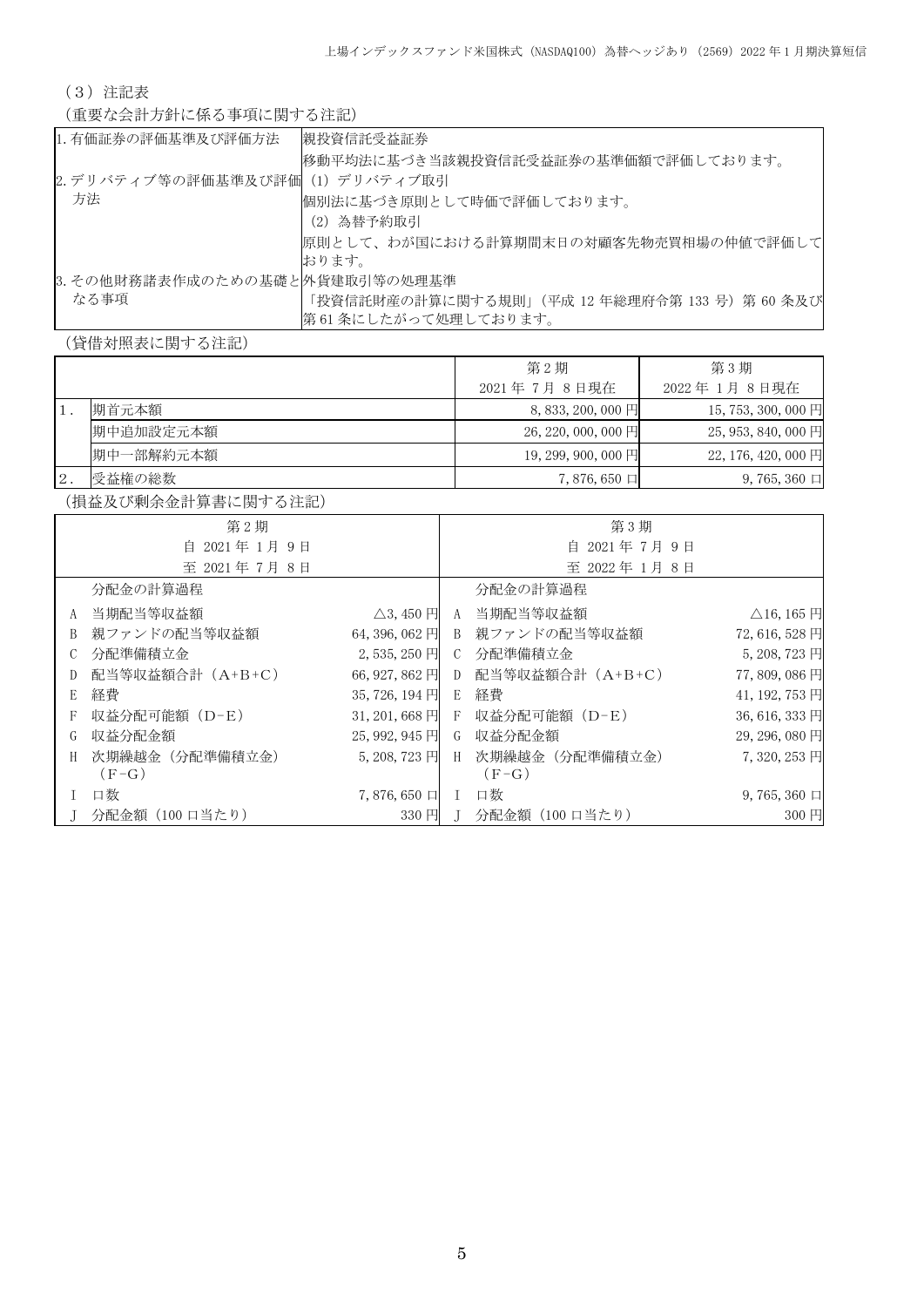（3）注記表

（重要な会計方針に係る事項に関する注記）

| | |
|---|---|
| 1.有価証券の評価基準及び評価方法 | 親投資信託受益証券<br>移動平均法に基づき当該親投資信託受益証券の基準価額で評価しております。 |
| 2.デリバティブ等の評価基準及び評価方法 | (1) デリバティブ取引<br>個別法に基づき原則として時価で評価しております。<br>(2) 為替予約取引<br>原則として、わが国における計算期間末日の対顧客先物売買相場の仲値で評価しております。 |
| 3.その他財務諸表作成のための基礎となる事項 | 外貨建取引等の処理基準<br>「投資信託財産の計算に関する規則」（平成 12 年総理府令第 133 号）第 60 条及び第 61 条にしたがって処理しております。 |

（貸借対照表に関する注記）

| | | 第 2 期<br>2021 年 7 月 8 日現在 | 第 3 期<br>2022 年 1 月 8 日現在 |
|---|---|---|---|
| 1. | 期首元本額 | 8,833,200,000 円 | 15,753,300,000 円 |
| | 期中追加設定元本額 | 26,220,000,000 円 | 25,953,840,000 円 |
| | 期中一部解約元本額 | 19,299,900,000 円 | 22,176,420,000 円 |
| 2. | 受益権の総数 | 7,876,650 口 | 9,765,360 口 |

（損益及び剰余金計算書に関する注記）

| 第 2 期<br>自 2021 年 1 月 9 日<br>至 2021 年 7 月 8 日 | | | 第 3 期<br>自 2021 年 7 月 9 日<br>至 2022 年 1 月 8 日 | | |
|---|---|---|---|---|---|
| | 分配金の計算過程 | | | 分配金の計算過程 | |
| A | 当期配当等収益額 | △3,450 円 | A | 当期配当等収益額 | △16,165 円 |
| B | 親ファンドの配当等収益額 | 64,396,062 円 | B | 親ファンドの配当等収益額 | 72,616,528 円 |
| C | 分配準備積立金 | 2,535,250 円 | C | 分配準備積立金 | 5,208,723 円 |
| D | 配当等収益額合計（A+B+C） | 66,927,862 円 | D | 配当等収益額合計（A+B+C） | 77,809,086 円 |
| E | 経費 | 35,726,194 円 | E | 経費 | 41,192,753 円 |
| F | 収益分配可能額（D−E） | 31,201,668 円 | F | 収益分配可能額（D−E） | 36,616,333 円 |
| G | 収益分配金額 | 25,992,945 円 | G | 収益分配金額 | 29,296,080 円 |
| H | 次期繰越金（分配準備積立金）（F−G） | 5,208,723 円 | H | 次期繰越金（分配準備積立金）（F−G） | 7,320,253 円 |
| I | 口数 | 7,876,650 口 | I | 口数 | 9,765,360 口 |
| J | 分配金額（100 口当たり） | 330 円 | J | 分配金額（100 口当たり） | 300 円 |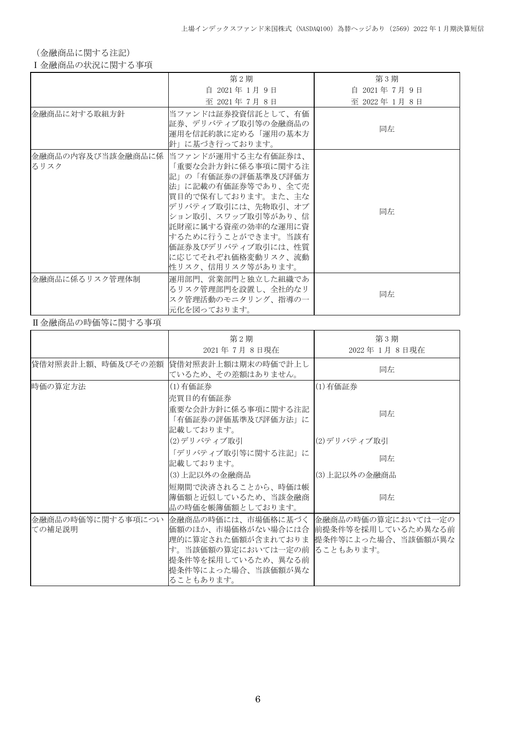（金融商品に関する注記）

Ⅰ金融商品の状況に関する事項

| | 第2期<br>自 2021年 1月 9日<br>至 2021年 7月 8日 | 第3期<br>自 2021年 7月 9日<br>至 2022年 1月 8日 |
|---|---|---|
| 金融商品に対する取組方針 | 当ファンドは証券投資信託として、有価証券、デリバティブ取引等の金融商品の運用を信託約款に定める「運用の基本方針」に基づき行っております。 | 同左 |
| 金融商品の内容及び当該金融商品に係るリスク | 当ファンドが運用する主な有価証券は、「重要な会計方針に係る事項に関する注記」の「有価証券の評価基準及び評価方法」に記載の有価証券等であり、全て売買目的で保有しております。また、主なデリバティブ取引には、先物取引、オプション取引、スワップ取引等があり、信託財産に属する資産の効率的な運用に資するために行うことができます。当該有価証券及びデリバティブ取引には、性質に応じてそれぞれ価格変動リスク、流動性リスク、信用リスク等があります。 | 同左 |
| 金融商品に係るリスク管理体制 | 運用部門、営業部門と独立した組織であるリスク管理部門を設置し、全社的なリスク管理活動のモニタリング、指導の一元化を図っております。 | 同左 |

Ⅱ金融商品の時価等に関する事項

| | 第2期<br>2021年 7月 8日現在 | 第3期<br>2022年 1月 8日現在 |
|---|---|---|
| 貸借対照表計上額、時価及びその差額 | 貸借対照表計上額は期末の時価で計上しているため、その差額はありません。 | 同左 |
| 時価の算定方法 | (1)有価証券<br>売買目的有価証券<br>重要な会計方針に係る事項に関する注記「有価証券の評価基準及び評価方法」に記載しております。 | (1)有価証券<br>同左 |
| | (2)デリバティブ取引<br>「デリバティブ取引等に関する注記」に記載しております。 | (2)デリバティブ取引<br>同左 |
| | (3)上記以外の金融商品<br>短期間で決済されることから、時価は帳簿価額と近似しているため、当該金融商品の時価を帳簿価額としております。 | (3)上記以外の金融商品<br>同左 |
| 金融商品の時価等に関する事項についての補足説明 | 金融商品の時価には、市場価格に基づく価額のほか、市場価格がない場合には合理的に算定された価額が含まれております。当該価額の算定においては一定の前提条件等を採用しているため、異なる前提条件等によった場合、当該価額が異なることもあります。 | 金融商品の時価の算定においては一定の前提条件等を採用しているため異なる前提条件等によった場合、当該価額が異なることもあります。 |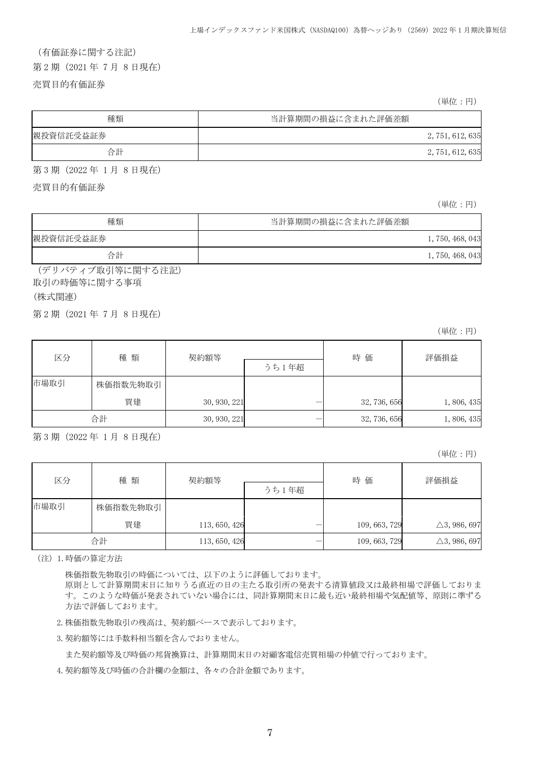（有価証券に関する注記）

第２期（2021 年 7 月 8 日現在）

売買目的有価証券

（単位：円）

| 種類 | 当計算期間の損益に含まれた評価差額 |
| --- | --- |
| 親投資信託受益証券 | 2,751,612,635 |
| 合計 | 2,751,612,635 |

第３期（2022 年 1 月 8 日現在）

売買目的有価証券

（単位：円）

| 種類 | 当計算期間の損益に含まれた評価差額 |
| --- | --- |
| 親投資信託受益証券 | 1,750,468,043 |
| 合計 | 1,750,468,043 |

（デリバティブ取引等に関する注記）

取引の時価等に関する事項

（株式関連）

第２期（2021 年 7 月 8 日現在）

（単位：円）

| 区分 | 種 類 | 契約額等 | | 時 価 | 評価損益 |
| --- | --- | --- | --- | --- | --- |
| | | | うち１年超 | | |
| 市場取引 | 株価指数先物取引 | | | | |
| | 買建 | 30,930,221 | ― | 32,736,656 | 1,806,435 |
| 合計 | | 30,930,221 | ― | 32,736,656 | 1,806,435 |

第３期（2022 年 1 月 8 日現在）

（単位：円）

| 区分 | 種 類 | 契約額等 | | 時 価 | 評価損益 |
| --- | --- | --- | --- | --- | --- |
| | | | うち１年超 | | |
| 市場取引 | 株価指数先物取引 | | | | |
| | 買建 | 113,650,426 | ― | 109,663,729 | △3,986,697 |
| 合計 | | 113,650,426 | ― | 109,663,729 | △3,986,697 |

（注）1.時価の算定方法

株価指数先物取引の時価については、以下のように評価しております。
原則として計算期間末日に知りうる直近の日の主たる取引所の発表する清算値段又は最終相場で評価しております。このような時価が発表されていない場合には、同計算期間末日に最も近い最終相場や気配値等、原則に準ずる方法で評価しております。

2.株価指数先物取引の残高は、契約額ベースで表示しております。

3.契約額等には手数料相当額を含んでおりません。

また契約額等及び時価の邦貨換算は、計算期間末日の対顧客電信売買相場の仲値で行っております。

4.契約額等及び時価の合計欄の金額は、各々の合計金額であります。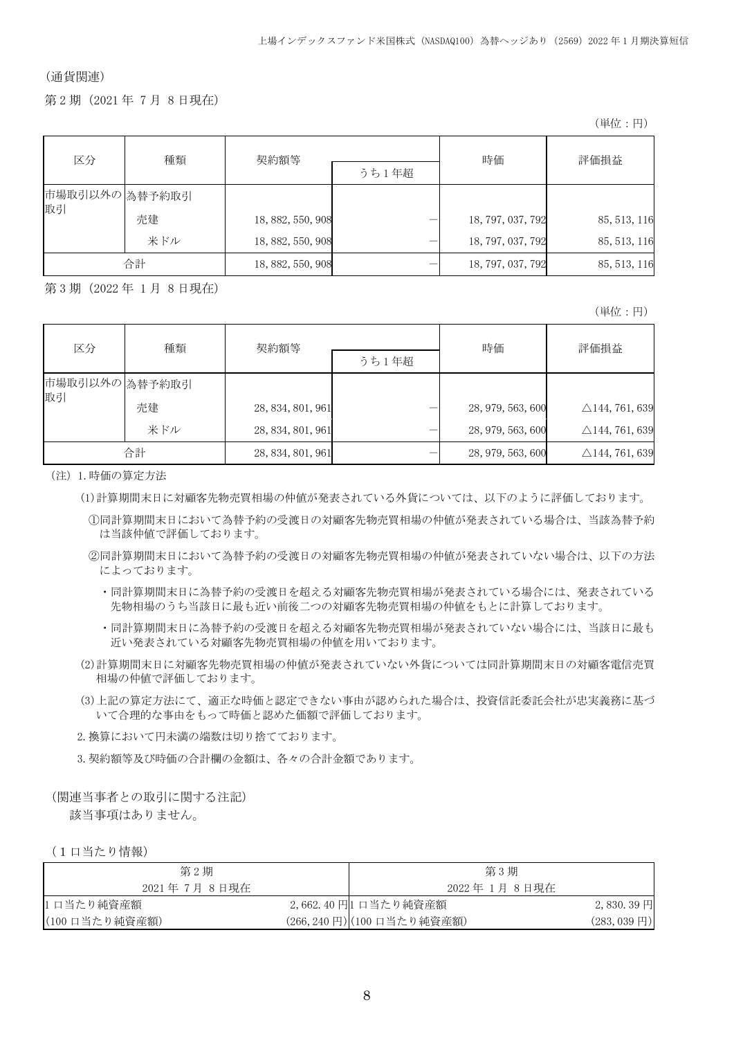（通貨関連）

第2期（2021年 7月 8日現在）

（単位：円）

| 区分 | 種類 | 契約額等 | | 時価 | 評価損益 |
|---|---|---|---|---|---|
| | | | うち1年超 | | |
| 市場取引以外の取引 | 為替予約取引 | | | | |
| | 売建 | 18,882,550,908 | － | 18,797,037,792 | 85,513,116 |
| | 米ドル | 18,882,550,908 | － | 18,797,037,792 | 85,513,116 |
| 合計 | | 18,882,550,908 | － | 18,797,037,792 | 85,513,116 |

第3期（2022年 1月 8日現在）

（単位：円）

| 区分 | 種類 | 契約額等 | | 時価 | 評価損益 |
|---|---|---|---|---|---|
| | | | うち1年超 | | |
| 市場取引以外の取引 | 為替予約取引 | | | | |
| | 売建 | 28,834,801,961 | － | 28,979,563,600 | △144,761,639 |
| | 米ドル | 28,834,801,961 | － | 28,979,563,600 | △144,761,639 |
| 合計 | | 28,834,801,961 | － | 28,979,563,600 | △144,761,639 |

（注）1.時価の算定方法

(1)計算期間末日に対顧客先物売買相場の仲値が発表されている外貨については、以下のように評価しております。

①同計算期間末日において為替予約の受渡日の対顧客先物売買相場の仲値が発表されている場合は、当該為替予約は当該仲値で評価しております。

②同計算期間末日において為替予約の受渡日の対顧客先物売買相場の仲値が発表されていない場合は、以下の方法によっております。

・同計算期間末日に為替予約の受渡日を超える対顧客先物売買相場が発表されている場合には、発表されている先物相場のうち当該日に最も近い前後二つの対顧客先物売買相場の仲値をもとに計算しております。

・同計算期間末日に為替予約の受渡日を超える対顧客先物売買相場が発表されていない場合には、当該日に最も近い発表されている対顧客先物売買相場の仲値を用いております。

(2)計算期間末日に対顧客先物売買相場の仲値が発表されていない外貨については同計算期間末日の対顧客電信売買相場の仲値で評価しております。

(3)上記の算定方法にて、適正な時価と認定できない事由が認められた場合は、投資信託委託会社が忠実義務に基づいて合理的な事由をもって時価と認めた価額で評価しております。

2.換算において円未満の端数は切り捨てております。

3.契約額等及び時価の合計欄の金額は、各々の合計金額であります。

（関連当事者との取引に関する注記）

該当事項はありません。

（1口当たり情報）

| 第2期 2021年 7月 8日現在 | | 第3期 2022年 1月 8日現在 | |
|---|---|---|---|
| 1口当たり純資産額 | 2,662.40円 | 1口当たり純資産額 | 2,830.39円 |
| (100口当たり純資産額) | (266,240円) | (100口当たり純資産額) | (283,039円) |